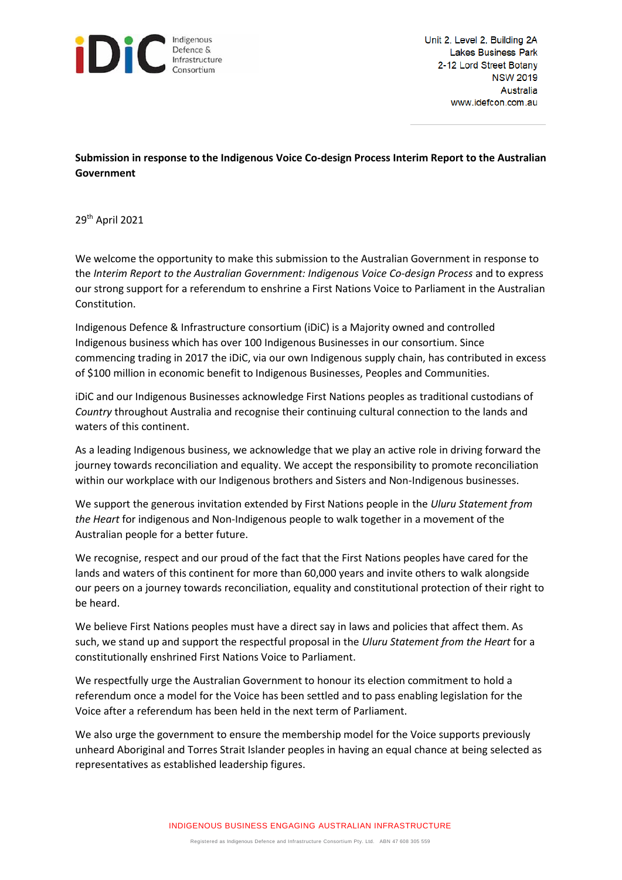iDiC Indigenous Defence & Infrastructure Consortium

Unit 2, Level 2, Building 2A
Lakes Business Park
2-12 Lord Street Botany
NSW 2019
Australia
www.idefcon.com.au

**Submission in response to the Indigenous Voice Co-design Process Interim Report to the Australian Government**

29th April 2021

We welcome the opportunity to make this submission to the Australian Government in response to the *Interim Report to the Australian Government: Indigenous Voice Co-design Process* and to express our strong support for a referendum to enshrine a First Nations Voice to Parliament in the Australian Constitution.

Indigenous Defence & Infrastructure consortium (iDiC) is a Majority owned and controlled Indigenous business which has over 100 Indigenous Businesses in our consortium. Since commencing trading in 2017 the iDiC, via our own Indigenous supply chain, has contributed in excess of $100 million in economic benefit to Indigenous Businesses, Peoples and Communities.

iDiC and our Indigenous Businesses acknowledge First Nations peoples as traditional custodians of *Country* throughout Australia and recognise their continuing cultural connection to the lands and waters of this continent.

As a leading Indigenous business, we acknowledge that we play an active role in driving forward the journey towards reconciliation and equality. We accept the responsibility to promote reconciliation within our workplace with our Indigenous brothers and Sisters and Non-Indigenous businesses.

We support the generous invitation extended by First Nations people in the *Uluru Statement from the Heart* for indigenous and Non-Indigenous people to walk together in a movement of the Australian people for a better future.

We recognise, respect and our proud of the fact that the First Nations peoples have cared for the lands and waters of this continent for more than 60,000 years and invite others to walk alongside our peers on a journey towards reconciliation, equality and constitutional protection of their right to be heard.

We believe First Nations peoples must have a direct say in laws and policies that affect them. As such, we stand up and support the respectful proposal in the *Uluru Statement from the Heart* for a constitutionally enshrined First Nations Voice to Parliament.

We respectfully urge the Australian Government to honour its election commitment to hold a referendum once a model for the Voice has been settled and to pass enabling legislation for the Voice after a referendum has been held in the next term of Parliament.

We also urge the government to ensure the membership model for the Voice supports previously unheard Aboriginal and Torres Strait Islander peoples in having an equal chance at being selected as representatives as established leadership figures.

INDIGENOUS BUSINESS ENGAGING AUSTRALIAN INFRASTRUCTURE

Registered as Indigenous Defence and Infrastructure Consortium Pty. Ltd. ABN 47 608 305 559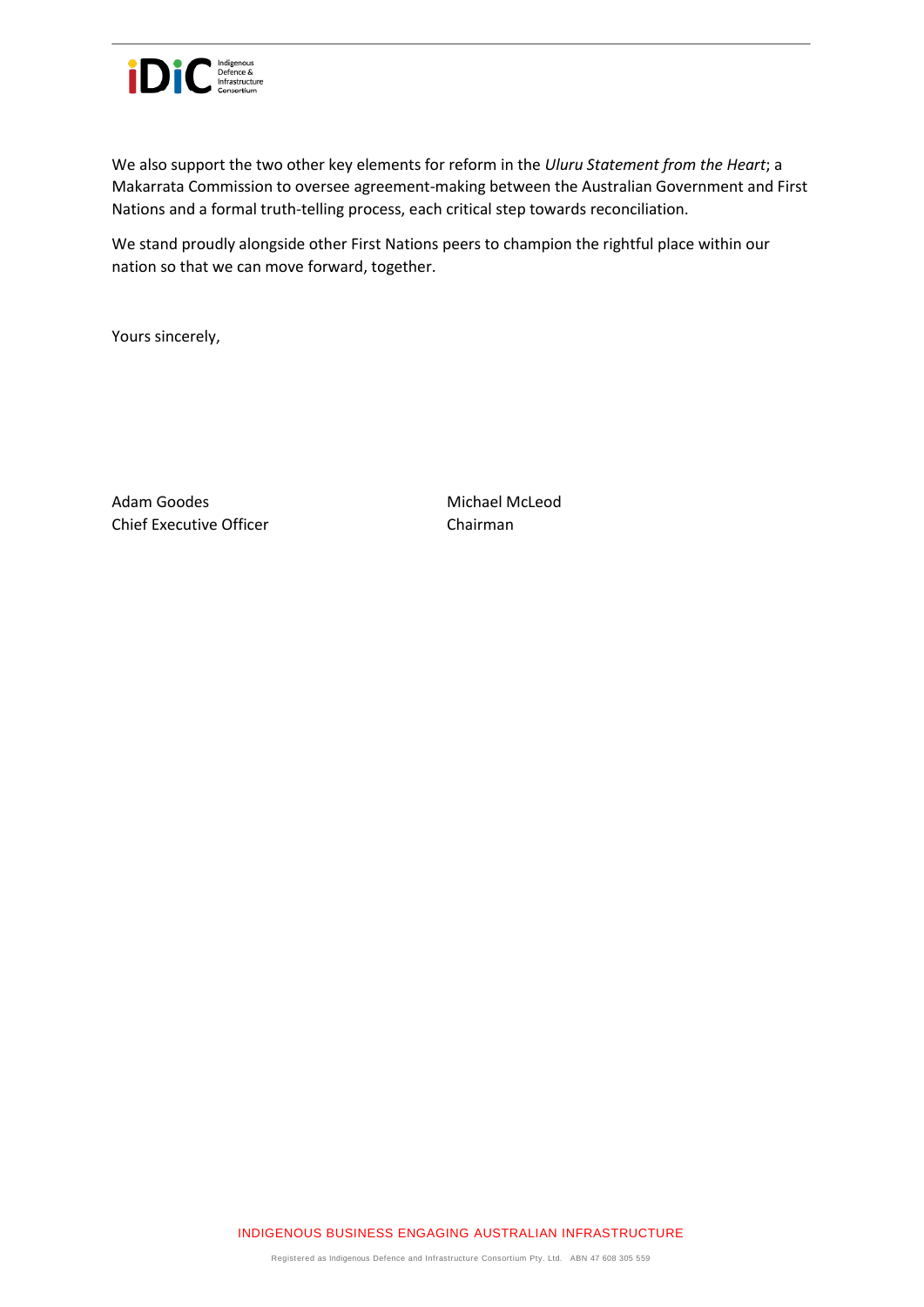We also support the two other key elements for reform in the *Uluru Statement from the Heart*; a Makarrata Commission to oversee agreement-making between the Australian Government and First Nations and a formal truth-telling process, each critical step towards reconciliation.

We stand proudly alongside other First Nations peers to champion the rightful place within our nation so that we can move forward, together.

Yours sincerely,

Adam Goodes
Chief Executive Officer

Michael McLeod
Chairman

INDIGENOUS BUSINESS ENGAGING AUSTRALIAN INFRASTRUCTURE

Registered as Indigenous Defence and Infrastructure Consortium Pty. Ltd. ABN 47 608 305 559